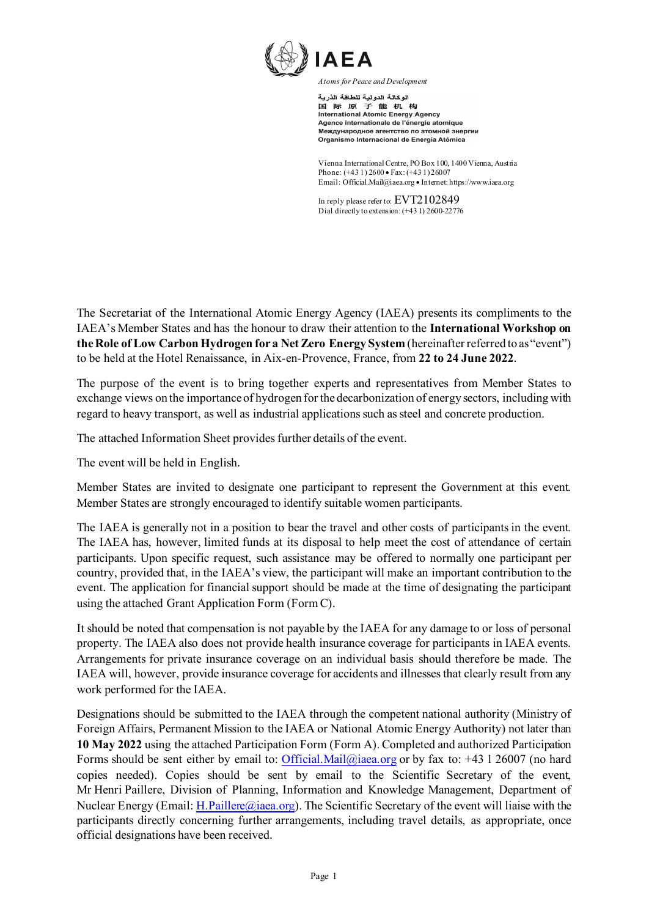IAEA

*Atoms for Peace and Development*

الوكالة الدولية للطاقة الذرية
国 际 原 子 能 机 构
International Atomic Energy Agency
Agence internationale de l'énergie atomique
Международное агентство по атомной энергии
Organismo Internacional de Energía Atómica

Vienna International Centre, PO Box 100, 1400 Vienna, Austria
Phone: (+43 1) 2600 • Fax: (+43 1) 26007
Email: Official.Mail@iaea.org • Internet: https://www.iaea.org

In reply please refer to: EVT2102849
Dial directly to extension: (+43 1) 2600-22776

The Secretariat of the International Atomic Energy Agency (IAEA) presents its compliments to the IAEA's Member States and has the honour to draw their attention to the **International Workshop on the Role of Low Carbon Hydrogen for a Net Zero Energy System** (hereinafter referred to as "event") to be held at the Hotel Renaissance, in Aix-en-Provence, France, from **22 to 24 June 2022**.

The purpose of the event is to bring together experts and representatives from Member States to exchange views on the importance of hydrogen for the decarbonization of energy sectors, including with regard to heavy transport, as well as industrial applications such as steel and concrete production.

The attached Information Sheet provides further details of the event.

The event will be held in English.

Member States are invited to designate one participant to represent the Government at this event. Member States are strongly encouraged to identify suitable women participants.

The IAEA is generally not in a position to bear the travel and other costs of participants in the event. The IAEA has, however, limited funds at its disposal to help meet the cost of attendance of certain participants. Upon specific request, such assistance may be offered to normally one participant per country, provided that, in the IAEA's view, the participant will make an important contribution to the event. The application for financial support should be made at the time of designating the participant using the attached Grant Application Form (Form C).

It should be noted that compensation is not payable by the IAEA for any damage to or loss of personal property. The IAEA also does not provide health insurance coverage for participants in IAEA events. Arrangements for private insurance coverage on an individual basis should therefore be made. The IAEA will, however, provide insurance coverage for accidents and illnesses that clearly result from any work performed for the IAEA.

Designations should be submitted to the IAEA through the competent national authority (Ministry of Foreign Affairs, Permanent Mission to the IAEA or National Atomic Energy Authority) not later than **10 May 2022** using the attached Participation Form (Form A). Completed and authorized Participation Forms should be sent either by email to: Official.Mail@iaea.org or by fax to: +43 1 26007 (no hard copies needed). Copies should be sent by email to the Scientific Secretary of the event, Mr Henri Paillere, Division of Planning, Information and Knowledge Management, Department of Nuclear Energy (Email: H.Paillere@iaea.org). The Scientific Secretary of the event will liaise with the participants directly concerning further arrangements, including travel details, as appropriate, once official designations have been received.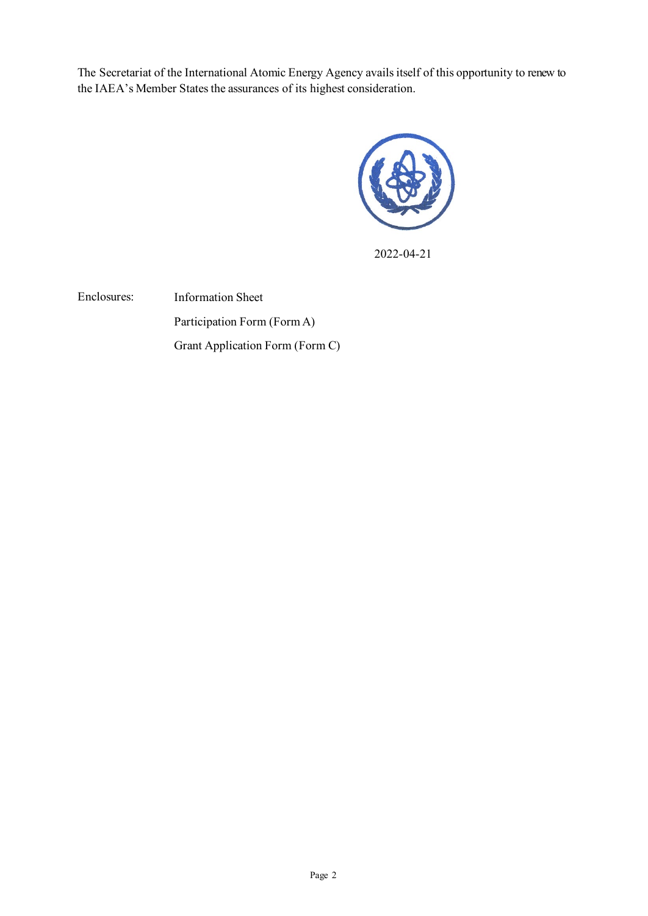The Secretariat of the International Atomic Energy Agency avails itself of this opportunity to renew to the IAEA's Member States the assurances of its highest consideration.

2022-04-21

Enclosures: Information Sheet

Participation Form (Form A)

Grant Application Form (Form C)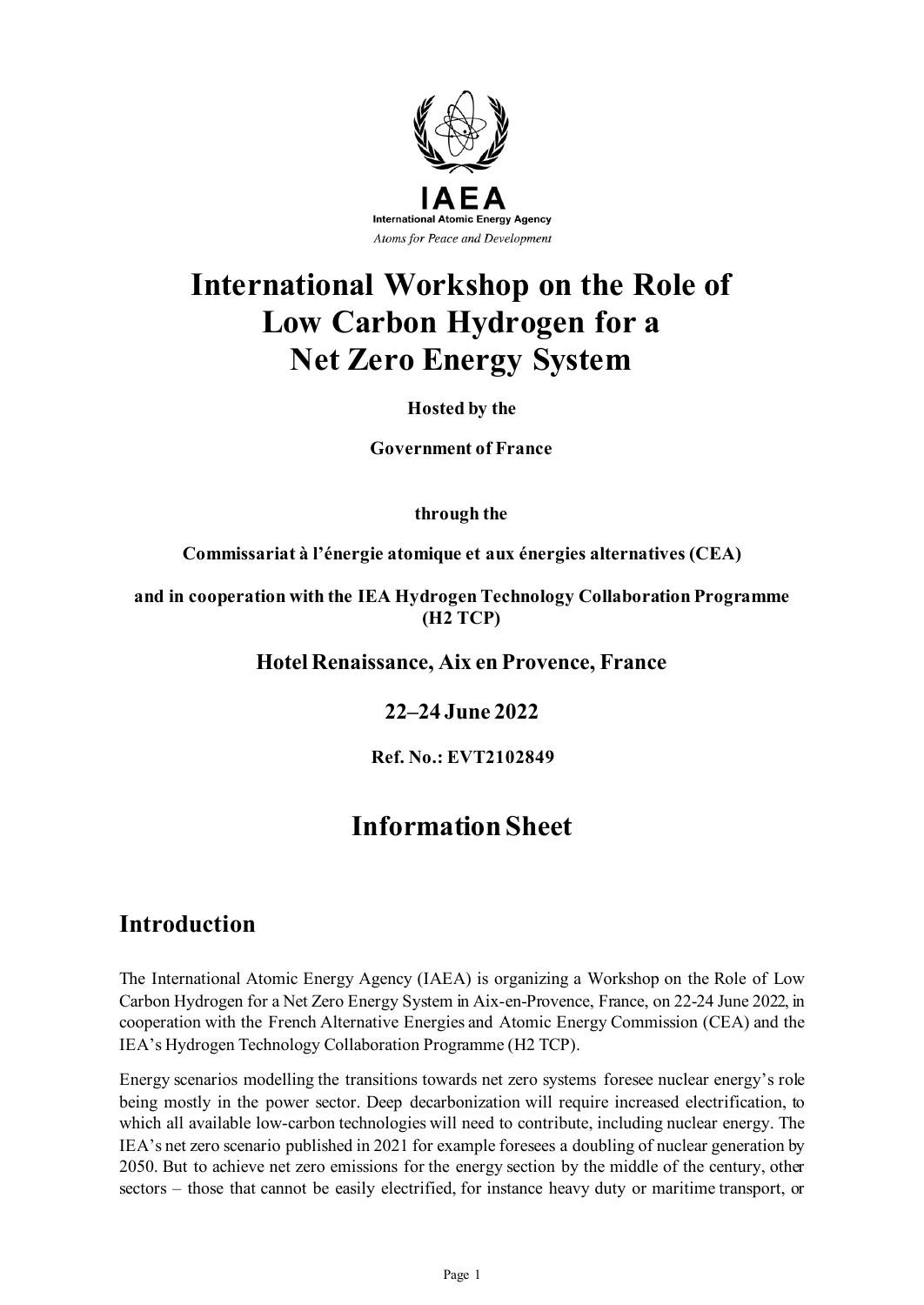IAEA

International Atomic Energy Agency

*Atoms for Peace and Development*

# International Workshop on the Role of Low Carbon Hydrogen for a Net Zero Energy System

**Hosted by the**

**Government of France**

**through the**

**Commissariat à l'énergie atomique et aux énergies alternatives (CEA)**

**and in cooperation with the IEA Hydrogen Technology Collaboration Programme (H2 TCP)**

**Hotel Renaissance, Aix en Provence, France**

**22–24 June 2022**

**Ref. No.: EVT2102849**

# Information Sheet

## Introduction

The International Atomic Energy Agency (IAEA) is organizing a Workshop on the Role of Low Carbon Hydrogen for a Net Zero Energy System in Aix-en-Provence, France, on 22-24 June 2022, in cooperation with the French Alternative Energies and Atomic Energy Commission (CEA) and the IEA's Hydrogen Technology Collaboration Programme (H2 TCP).

Energy scenarios modelling the transitions towards net zero systems foresee nuclear energy's role being mostly in the power sector. Deep decarbonization will require increased electrification, to which all available low-carbon technologies will need to contribute, including nuclear energy. The IEA's net zero scenario published in 2021 for example foresees a doubling of nuclear generation by 2050. But to achieve net zero emissions for the energy section by the middle of the century, other sectors – those that cannot be easily electrified, for instance heavy duty or maritime transport, or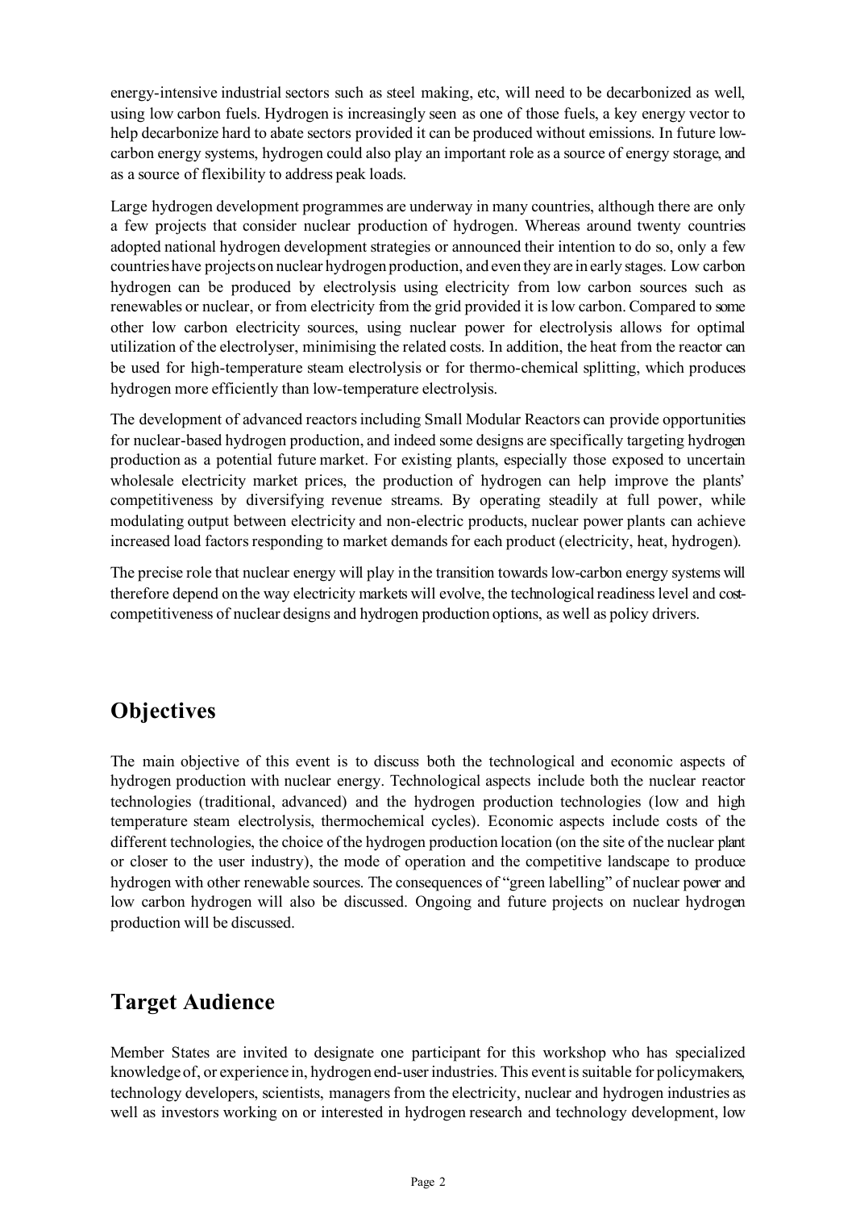energy-intensive industrial sectors such as steel making, etc, will need to be decarbonized as well, using low carbon fuels. Hydrogen is increasingly seen as one of those fuels, a key energy vector to help decarbonize hard to abate sectors provided it can be produced without emissions. In future low-carbon energy systems, hydrogen could also play an important role as a source of energy storage, and as a source of flexibility to address peak loads.

Large hydrogen development programmes are underway in many countries, although there are only a few projects that consider nuclear production of hydrogen. Whereas around twenty countries adopted national hydrogen development strategies or announced their intention to do so, only a few countries have projects on nuclear hydrogen production, and even they are in early stages. Low carbon hydrogen can be produced by electrolysis using electricity from low carbon sources such as renewables or nuclear, or from electricity from the grid provided it is low carbon. Compared to some other low carbon electricity sources, using nuclear power for electrolysis allows for optimal utilization of the electrolyser, minimising the related costs. In addition, the heat from the reactor can be used for high-temperature steam electrolysis or for thermo-chemical splitting, which produces hydrogen more efficiently than low-temperature electrolysis.

The development of advanced reactors including Small Modular Reactors can provide opportunities for nuclear-based hydrogen production, and indeed some designs are specifically targeting hydrogen production as a potential future market. For existing plants, especially those exposed to uncertain wholesale electricity market prices, the production of hydrogen can help improve the plants' competitiveness by diversifying revenue streams. By operating steadily at full power, while modulating output between electricity and non-electric products, nuclear power plants can achieve increased load factors responding to market demands for each product (electricity, heat, hydrogen).

The precise role that nuclear energy will play in the transition towards low-carbon energy systems will therefore depend on the way electricity markets will evolve, the technological readiness level and cost-competitiveness of nuclear designs and hydrogen production options, as well as policy drivers.

## Objectives

The main objective of this event is to discuss both the technological and economic aspects of hydrogen production with nuclear energy. Technological aspects include both the nuclear reactor technologies (traditional, advanced) and the hydrogen production technologies (low and high temperature steam electrolysis, thermochemical cycles). Economic aspects include costs of the different technologies, the choice of the hydrogen production location (on the site of the nuclear plant or closer to the user industry), the mode of operation and the competitive landscape to produce hydrogen with other renewable sources. The consequences of "green labelling" of nuclear power and low carbon hydrogen will also be discussed. Ongoing and future projects on nuclear hydrogen production will be discussed.

## Target Audience

Member States are invited to designate one participant for this workshop who has specialized knowledge of, or experience in, hydrogen end-user industries. This event is suitable for policymakers, technology developers, scientists, managers from the electricity, nuclear and hydrogen industries as well as investors working on or interested in hydrogen research and technology development, low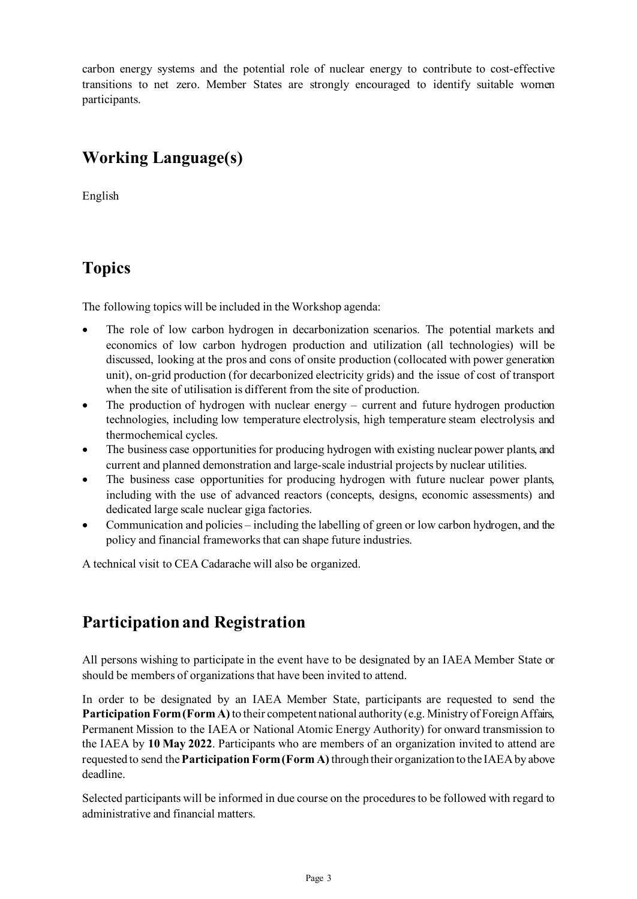carbon energy systems and the potential role of nuclear energy to contribute to cost-effective transitions to net zero. Member States are strongly encouraged to identify suitable women participants.

## Working Language(s)

English

## Topics

The following topics will be included in the Workshop agenda:

- The role of low carbon hydrogen in decarbonization scenarios. The potential markets and economics of low carbon hydrogen production and utilization (all technologies) will be discussed, looking at the pros and cons of onsite production (collocated with power generation unit), on-grid production (for decarbonized electricity grids) and the issue of cost of transport when the site of utilisation is different from the site of production.
- The production of hydrogen with nuclear energy – current and future hydrogen production technologies, including low temperature electrolysis, high temperature steam electrolysis and thermochemical cycles.
- The business case opportunities for producing hydrogen with existing nuclear power plants, and current and planned demonstration and large-scale industrial projects by nuclear utilities.
- The business case opportunities for producing hydrogen with future nuclear power plants, including with the use of advanced reactors (concepts, designs, economic assessments) and dedicated large scale nuclear giga factories.
- Communication and policies – including the labelling of green or low carbon hydrogen, and the policy and financial frameworks that can shape future industries.

A technical visit to CEA Cadarache will also be organized.

## Participation and Registration

All persons wishing to participate in the event have to be designated by an IAEA Member State or should be members of organizations that have been invited to attend.

In order to be designated by an IAEA Member State, participants are requested to send the **Participation Form (Form A)** to their competent national authority (e.g. Ministry of Foreign Affairs, Permanent Mission to the IAEA or National Atomic Energy Authority) for onward transmission to the IAEA by **10 May 2022**. Participants who are members of an organization invited to attend are requested to send the **Participation Form (Form A)** through their organization to the IAEA by above deadline.

Selected participants will be informed in due course on the procedures to be followed with regard to administrative and financial matters.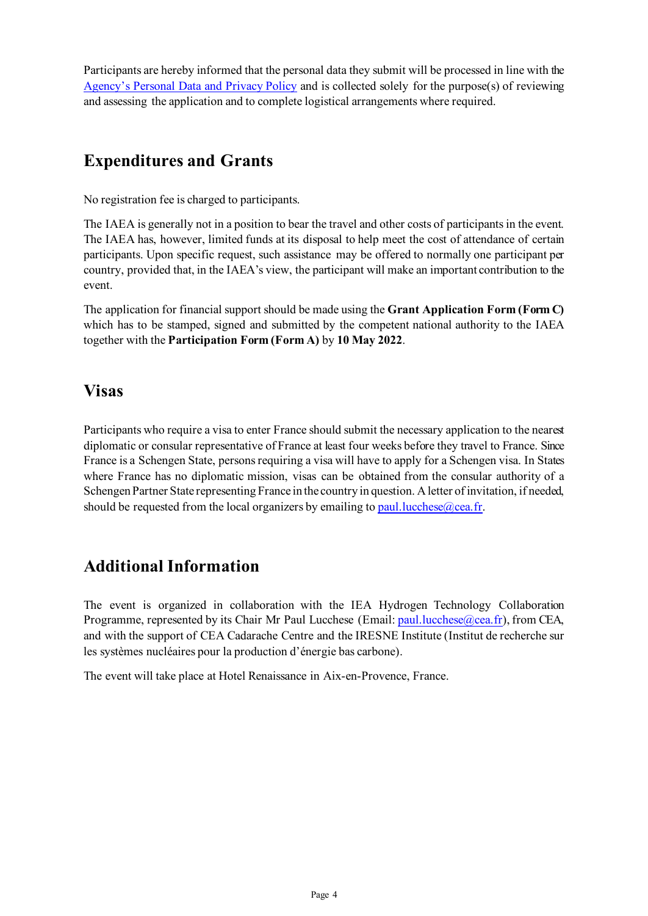Participants are hereby informed that the personal data they submit will be processed in line with the [Agency's Personal Data and Privacy Policy]() and is collected solely for the purpose(s) of reviewing and assessing the application and to complete logistical arrangements where required.

## Expenditures and Grants

No registration fee is charged to participants.

The IAEA is generally not in a position to bear the travel and other costs of participants in the event. The IAEA has, however, limited funds at its disposal to help meet the cost of attendance of certain participants. Upon specific request, such assistance may be offered to normally one participant per country, provided that, in the IAEA's view, the participant will make an important contribution to the event.

The application for financial support should be made using the **Grant Application Form (Form C)** which has to be stamped, signed and submitted by the competent national authority to the IAEA together with the **Participation Form (Form A)** by **10 May 2022**.

## Visas

Participants who require a visa to enter France should submit the necessary application to the nearest diplomatic or consular representative of France at least four weeks before they travel to France. Since France is a Schengen State, persons requiring a visa will have to apply for a Schengen visa. In States where France has no diplomatic mission, visas can be obtained from the consular authority of a Schengen Partner State representing France in the country in question. A letter of invitation, if needed, should be requested from the local organizers by emailing to paul.lucchese@cea.fr.

## Additional Information

The event is organized in collaboration with the IEA Hydrogen Technology Collaboration Programme, represented by its Chair Mr Paul Lucchese (Email: paul.lucchese@cea.fr), from CEA, and with the support of CEA Cadarache Centre and the IRESNE Institute (Institut de recherche sur les systèmes nucléaires pour la production d'énergie bas carbone).

The event will take place at Hotel Renaissance in Aix-en-Provence, France.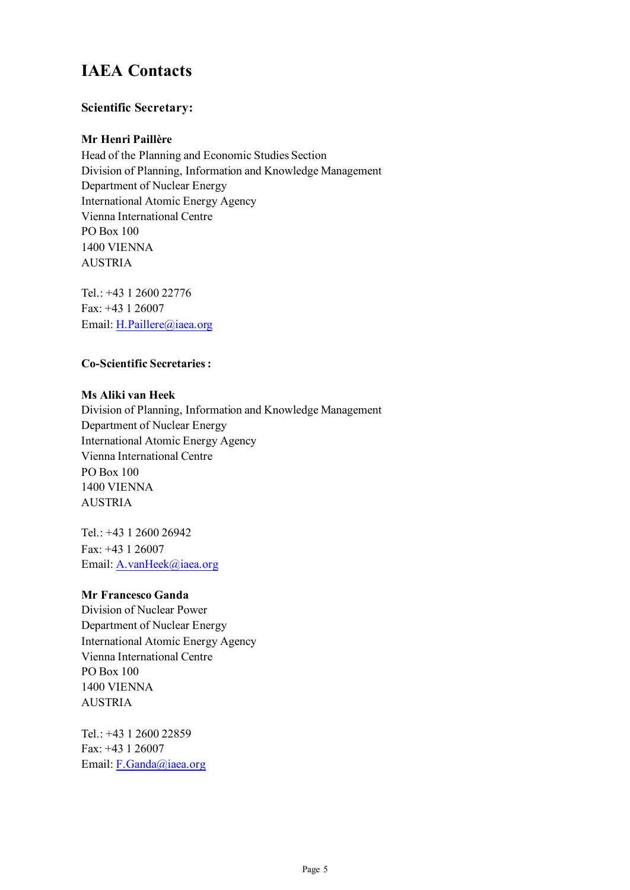# IAEA Contacts

### Scientific Secretary:

**Mr Henri Paillère**
Head of the Planning and Economic Studies Section
Division of Planning, Information and Knowledge Management
Department of Nuclear Energy
International Atomic Energy Agency
Vienna International Centre
PO Box 100
1400 VIENNA
AUSTRIA

Tel.: +43 1 2600 22776
Fax: +43 1 26007
Email: H.Paillere@iaea.org

### Co-Scientific Secretaries :

**Ms Aliki van Heek**
Division of Planning, Information and Knowledge Management
Department of Nuclear Energy
International Atomic Energy Agency
Vienna International Centre
PO Box 100
1400 VIENNA
AUSTRIA

Tel.: +43 1 2600 26942
Fax: +43 1 26007
Email: A.vanHeek@iaea.org

**Mr Francesco Ganda**
Division of Nuclear Power
Department of Nuclear Energy
International Atomic Energy Agency
Vienna International Centre
PO Box 100
1400 VIENNA
AUSTRIA

Tel.: +43 1 2600 22859
Fax: +43 1 26007
Email: F.Ganda@iaea.org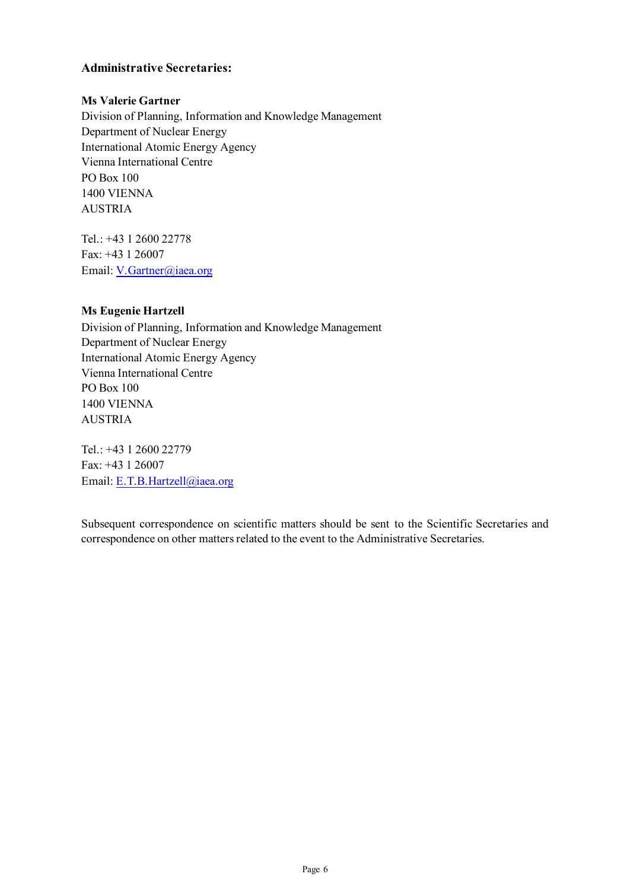### Administrative Secretaries:

**Ms Valerie Gartner**
Division of Planning, Information and Knowledge Management
Department of Nuclear Energy
International Atomic Energy Agency
Vienna International Centre
PO Box 100
1400 VIENNA
AUSTRIA

Tel.: +43 1 2600 22778
Fax: +43 1 26007
Email: V.Gartner@iaea.org

**Ms Eugenie Hartzell**
Division of Planning, Information and Knowledge Management
Department of Nuclear Energy
International Atomic Energy Agency
Vienna International Centre
PO Box 100
1400 VIENNA
AUSTRIA

Tel.: +43 1 2600 22779
Fax: +43 1 26007
Email: E.T.B.Hartzell@iaea.org

Subsequent correspondence on scientific matters should be sent to the Scientific Secretaries and correspondence on other matters related to the event to the Administrative Secretaries.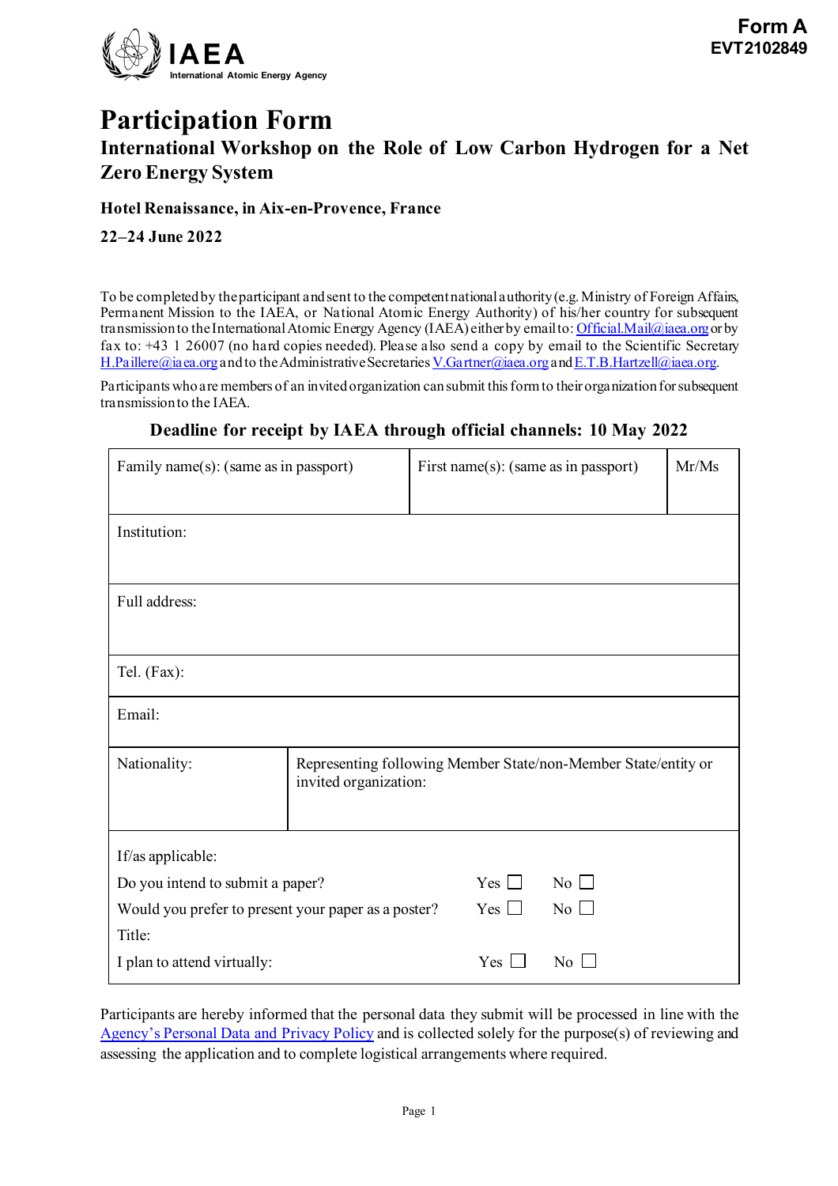Form A
EVT2102849

# Participation Form

## International Workshop on the Role of Low Carbon Hydrogen for a Net Zero Energy System

**Hotel Renaissance, in Aix-en-Provence, France**

**22–24 June 2022**

To be completed by the participant and sent to the competent national authority (e.g. Ministry of Foreign Affairs, Permanent Mission to the IAEA, or National Atomic Energy Authority) of his/her country for subsequent transmission to the International Atomic Energy Agency (IAEA) either by email to: Official.Mail@iaea.org or by fax to: +43 1 26007 (no hard copies needed). Please also send a copy by email to the Scientific Secretary H.Paillere@iaea.org and to the Administrative Secretaries V.Gartner@iaea.org and E.T.B.Hartzell@iaea.org.

Participants who are members of an invited organization can submit this form to their organization for subsequent transmission to the IAEA.

**Deadline for receipt by IAEA through official channels: 10 May 2022**

| Family name(s): (same as in passport) | First name(s): (same as in passport) | Mr/Ms |
|---|---|---|
| Institution: | | |
| Full address: | | |
| Tel. (Fax): | | |
| Email: | | |
| Nationality: | Representing following Member State/non-Member State/entity or invited organization: | |

If/as applicable:

| | | |
|---|---|---|
| Do you intend to submit a paper? | Yes ☐ | No ☐ |
| Would you prefer to present your paper as a poster? | Yes ☐ | No ☐ |
| Title: | | |
| I plan to attend virtually: | Yes ☐ | No ☐ |

Participants are hereby informed that the personal data they submit will be processed in line with the Agency's Personal Data and Privacy Policy and is collected solely for the purpose(s) of reviewing and assessing the application and to complete logistical arrangements where required.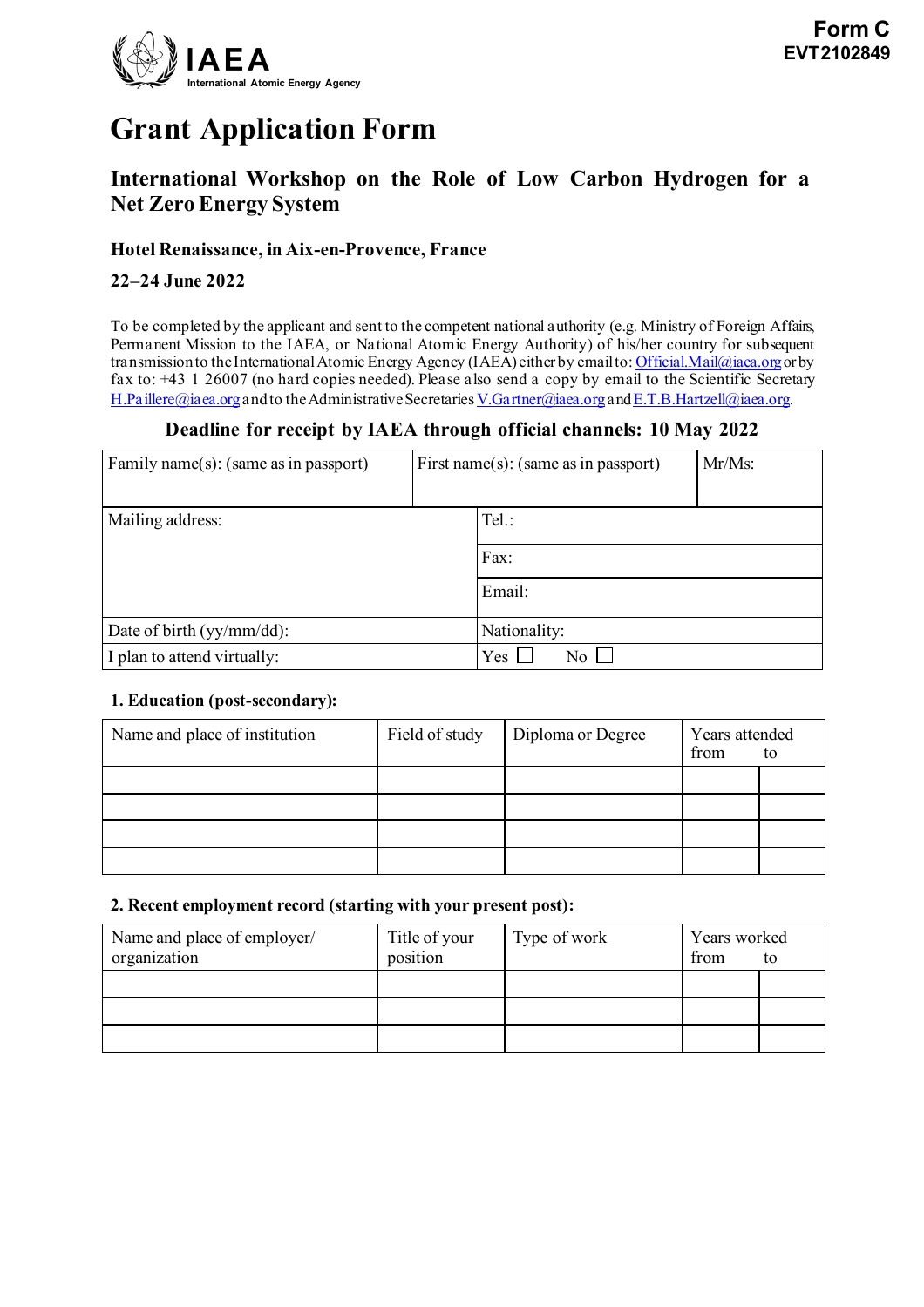IAEA
International Atomic Energy Agency

**Form C**
**EVT2102849**

# Grant Application Form

## International Workshop on the Role of Low Carbon Hydrogen for a Net Zero Energy System

### Hotel Renaissance, in Aix-en-Provence, France

### 22–24 June 2022

To be completed by the applicant and sent to the competent national authority (e.g. Ministry of Foreign Affairs, Permanent Mission to the IAEA, or National Atomic Energy Authority) of his/her country for subsequent transmission to the International Atomic Energy Agency (IAEA) either by email to: Official.Mail@iaea.org or by fax to: +43 1 26007 (no hard copies needed). Please also send a copy by email to the Scientific Secretary H.Paillere@iaea.org and to the Administrative Secretaries V.Gartner@iaea.org and E.T.B.Hartzell@iaea.org.

**Deadline for receipt by IAEA through official channels: 10 May 2022**

| Family name(s): (same as in passport) | First name(s): (same as in passport) | Mr/Ms: |
|---|---|---|
| Mailing address: | Tel.: | |
| | Fax: | |
| | Email: | |
| Date of birth (yy/mm/dd): | Nationality: | |
| I plan to attend virtually: | Yes ☐ No ☐ | |

**1. Education (post-secondary):**

| Name and place of institution | Field of study | Diploma or Degree | Years attended from | to |
|---|---|---|---|---|
| | | | | |
| | | | | |
| | | | | |
| | | | | |

**2. Recent employment record (starting with your present post):**

| Name and place of employer/ organization | Title of your position | Type of work | Years worked from | to |
|---|---|---|---|---|
| | | | | |
| | | | | |
| | | | | |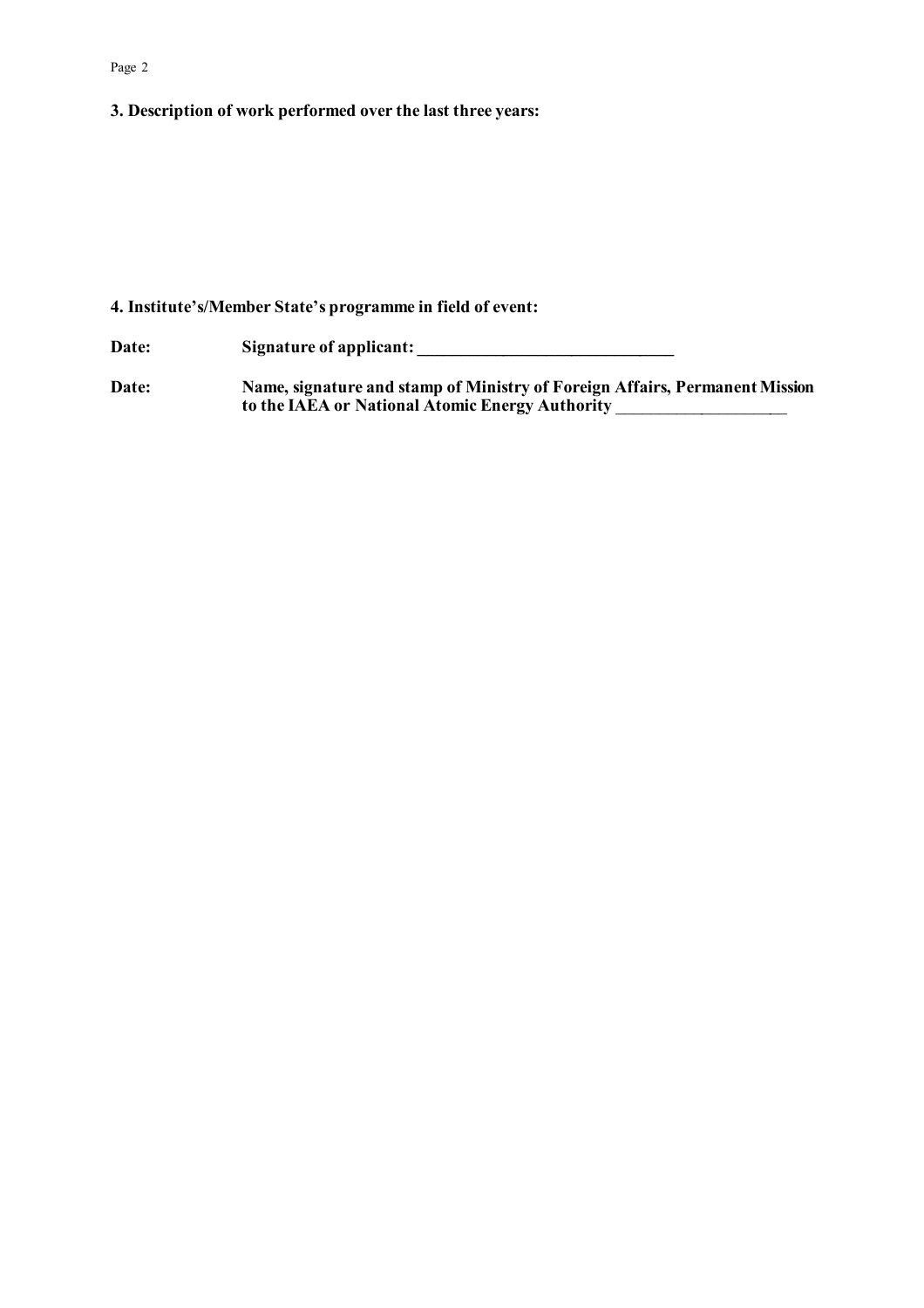**3. Description of work performed over the last three years:**

**4. Institute's/Member State's programme in field of event:**

**Date:** **Signature of applicant: _______________________________**

**Date:** **Name, signature and stamp of Ministry of Foreign Affairs, Permanent Mission to the IAEA or National Atomic Energy Authority** _____________________